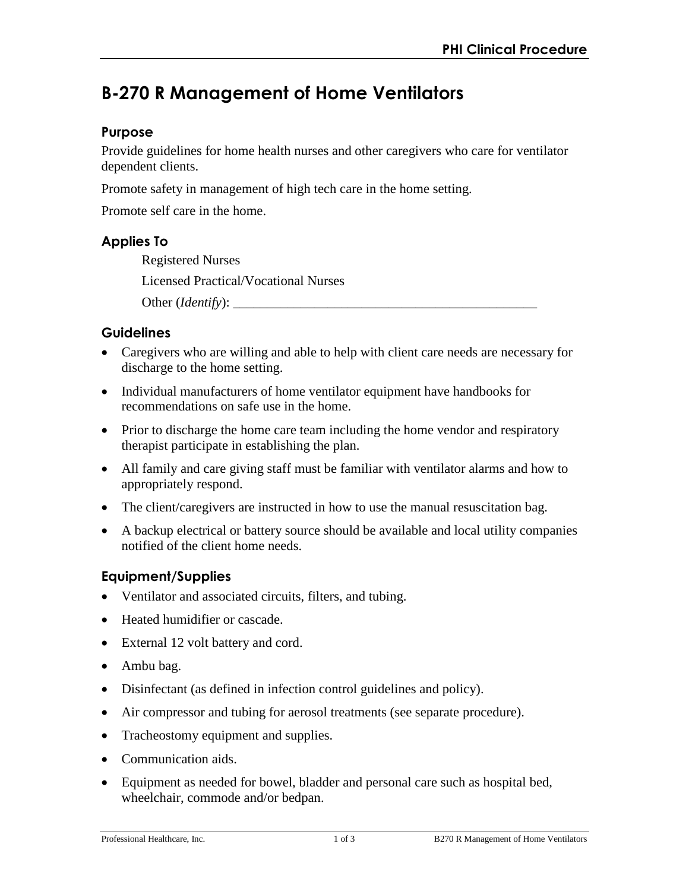# B-270 R Management of Home Ventilators

## Purpose

Provide guidelines for home health nurses and other caregivers who care for ventilator dependent clients.

Promote safety in management of high tech care in the home setting.

Promote self care in the home.

## Applies To

Registered Nurses

Licensed Practical/Vocational Nurses

Other (*Identify*): ______________________________________________

## Guidelines

- Caregivers who are willing and able to help with client care needs are necessary for discharge to the home setting.
- Individual manufacturers of home ventilator equipment have handbooks for recommendations on safe use in the home.
- Prior to discharge the home care team including the home vendor and respiratory therapist participate in establishing the plan.
- All family and care giving staff must be familiar with ventilator alarms and how to appropriately respond.
- The client/caregivers are instructed in how to use the manual resuscitation bag.
- A backup electrical or battery source should be available and local utility companies notified of the client home needs.

## Equipment/Supplies

- Ventilator and associated circuits, filters, and tubing.
- Heated humidifier or cascade.
- External 12 volt battery and cord.
- Ambu bag.
- Disinfectant (as defined in infection control guidelines and policy).
- Air compressor and tubing for aerosol treatments (see separate procedure).
- Tracheostomy equipment and supplies.
- Communication aids.
- Equipment as needed for bowel, bladder and personal care such as hospital bed, wheelchair, commode and/or bedpan.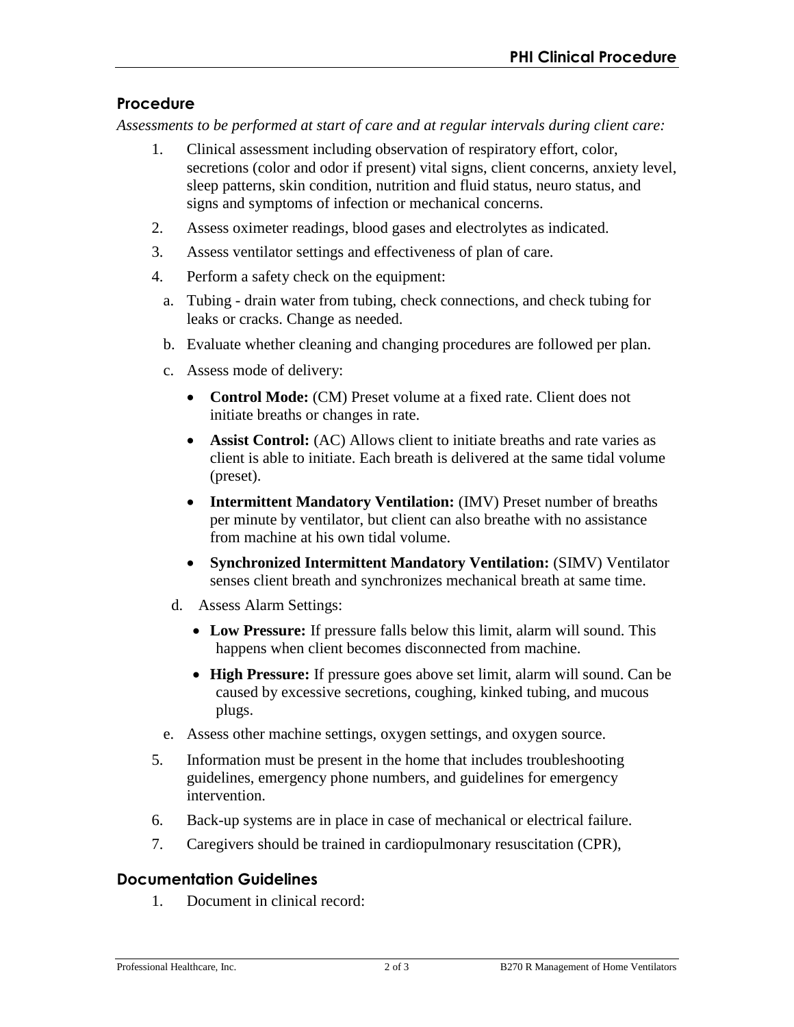## Procedure

*Assessments to be performed at start of care and at regular intervals during client care:*

1. Clinical assessment including observation of respiratory effort, color, secretions (color and odor if present) vital signs, client concerns, anxiety level, sleep patterns, skin condition, nutrition and fluid status, neuro status, and signs and symptoms of infection or mechanical concerns.
2. Assess oximeter readings, blood gases and electrolytes as indicated.
3. Assess ventilator settings and effectiveness of plan of care.
4. Perform a safety check on the equipment:
   a. Tubing - drain water from tubing, check connections, and check tubing for leaks or cracks. Change as needed.
   b. Evaluate whether cleaning and changing procedures are followed per plan.
   c. Assess mode of delivery:
      - **Control Mode:** (CM) Preset volume at a fixed rate. Client does not initiate breaths or changes in rate.
      - **Assist Control:** (AC) Allows client to initiate breaths and rate varies as client is able to initiate. Each breath is delivered at the same tidal volume (preset).
      - **Intermittent Mandatory Ventilation:** (IMV) Preset number of breaths per minute by ventilator, but client can also breathe with no assistance from machine at his own tidal volume.
      - **Synchronized Intermittent Mandatory Ventilation:** (SIMV) Ventilator senses client breath and synchronizes mechanical breath at same time.
   d. Assess Alarm Settings:
      - **Low Pressure:** If pressure falls below this limit, alarm will sound. This happens when client becomes disconnected from machine.
      - **High Pressure:** If pressure goes above set limit, alarm will sound. Can be caused by excessive secretions, coughing, kinked tubing, and mucous plugs.
   e. Assess other machine settings, oxygen settings, and oxygen source.
5. Information must be present in the home that includes troubleshooting guidelines, emergency phone numbers, and guidelines for emergency intervention.
6. Back-up systems are in place in case of mechanical or electrical failure.
7. Caregivers should be trained in cardiopulmonary resuscitation (CPR),

## Documentation Guidelines

1. Document in clinical record: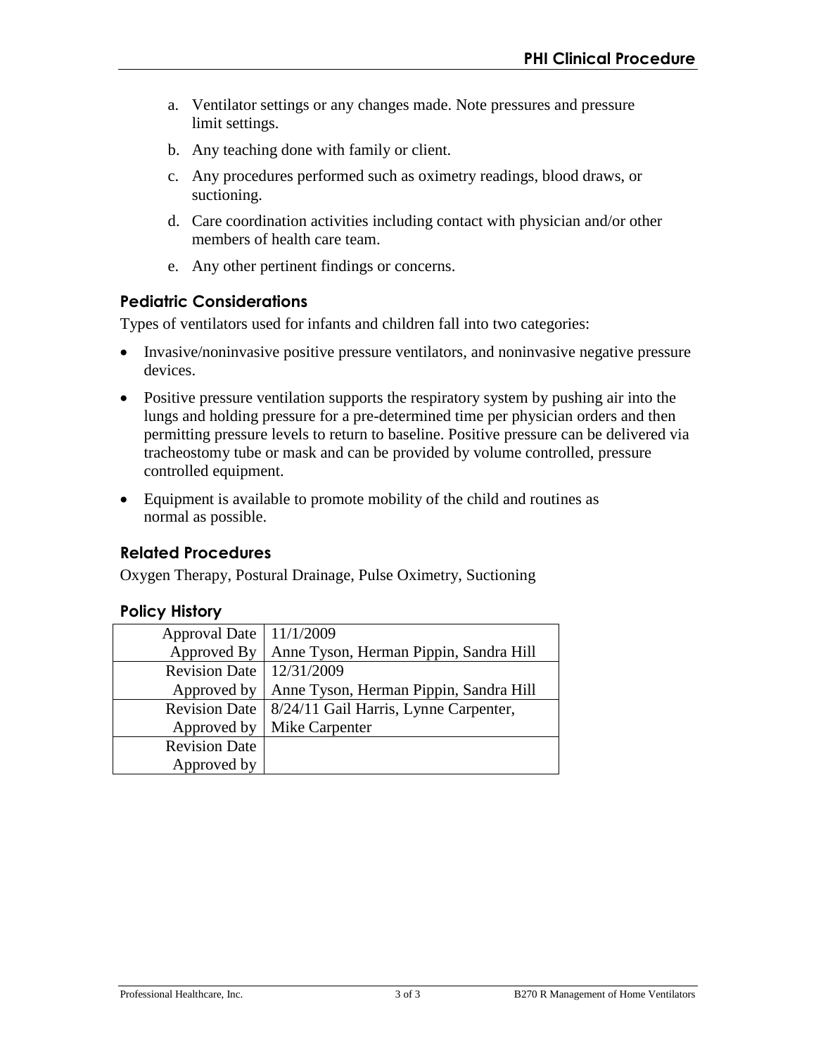a. Ventilator settings or any changes made. Note pressures and pressure limit settings.

b. Any teaching done with family or client.

c. Any procedures performed such as oximetry readings, blood draws, or suctioning.

d. Care coordination activities including contact with physician and/or other members of health care team.

e. Any other pertinent findings or concerns.

## Pediatric Considerations

Types of ventilators used for infants and children fall into two categories:

- Invasive/noninvasive positive pressure ventilators, and noninvasive negative pressure devices.
- Positive pressure ventilation supports the respiratory system by pushing air into the lungs and holding pressure for a pre-determined time per physician orders and then permitting pressure levels to return to baseline. Positive pressure can be delivered via tracheostomy tube or mask and can be provided by volume controlled, pressure controlled equipment.
- Equipment is available to promote mobility of the child and routines as normal as possible.

## Related Procedures

Oxygen Therapy, Postural Drainage, Pulse Oximetry, Suctioning

## Policy History

| | |
|---|---|
| Approval Date<br>Approved By | 11/1/2009<br>Anne Tyson, Herman Pippin, Sandra Hill |
| Revision Date<br>Approved by | 12/31/2009<br>Anne Tyson, Herman Pippin, Sandra Hill |
| Revision Date<br>Approved by | 8/24/11 Gail Harris, Lynne Carpenter, Mike Carpenter |
| Revision Date<br>Approved by | |